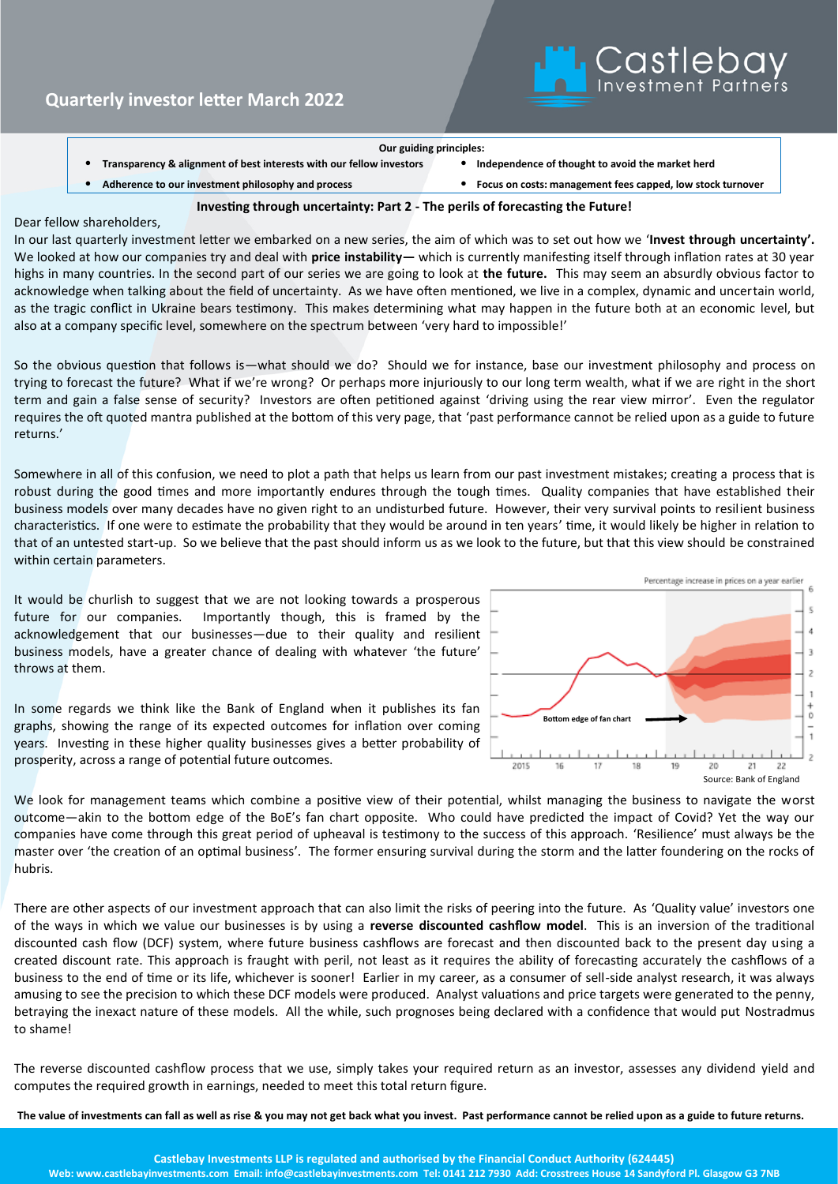# Quarterly investor letter March 2022

Castlebay Investment Partners

**Our guiding principles:**

- **Transparency & alignment of best interests with our fellow investors**
- **Independence of thought to avoid the market herd**
- **Adherence to our investment philosophy and process**
- **Focus on costs: management fees capped, low stock turnover**

## Investing through uncertainty: Part 2 - The perils of forecasting the Future!

Dear fellow shareholders,

In our last quarterly investment letter we embarked on a new series, the aim of which was to set out how we '**Invest through uncertainty'.** We looked at how our companies try and deal with **price instability—** which is currently manifesting itself through inflation rates at 30 year highs in many countries. In the second part of our series we are going to look at **the future.** This may seem an absurdly obvious factor to acknowledge when talking about the field of uncertainty. As we have often mentioned, we live in a complex, dynamic and uncertain world, as the tragic conflict in Ukraine bears testimony. This makes determining what may happen in the future both at an economic level, but also at a company specific level, somewhere on the spectrum between 'very hard to impossible!'

So the obvious question that follows is—what should we do? Should we for instance, base our investment philosophy and process on trying to forecast the future? What if we're wrong? Or perhaps more injuriously to our long term wealth, what if we are right in the short term and gain a false sense of security? Investors are often petitioned against 'driving using the rear view mirror'. Even the regulator requires the oft quoted mantra published at the bottom of this very page, that 'past performance cannot be relied upon as a guide to future returns.'

Somewhere in all of this confusion, we need to plot a path that helps us learn from our past investment mistakes; creating a process that is robust during the good times and more importantly endures through the tough times. Quality companies that have established their business models over many decades have no given right to an undisturbed future. However, their very survival points to resilient business characteristics. If one were to estimate the probability that they would be around in ten years' time, it would likely be higher in relation to that of an untested start-up. So we believe that the past should inform us as we look to the future, but that this view should be constrained within certain parameters.

It would be churlish to suggest that we are not looking towards a prosperous future for our companies. Importantly though, this is framed by the acknowledgement that our businesses—due to their quality and resilient business models, have a greater chance of dealing with whatever 'the future' throws at them.

In some regards we think like the Bank of England when it publishes its fan graphs, showing the range of its expected outcomes for inflation over coming years. Investing in these higher quality businesses gives a better probability of prosperity, across a range of potential future outcomes.

Percentage increase in prices on a year earlier

Bottom edge of fan chart

Source: Bank of England

We look for management teams which combine a positive view of their potential, whilst managing the business to navigate the worst outcome—akin to the bottom edge of the BoE's fan chart opposite. Who could have predicted the impact of Covid? Yet the way our companies have come through this great period of upheaval is testimony to the success of this approach. 'Resilience' must always be the master over 'the creation of an optimal business'. The former ensuring survival during the storm and the latter foundering on the rocks of hubris.

There are other aspects of our investment approach that can also limit the risks of peering into the future. As 'Quality value' investors one of the ways in which we value our businesses is by using a **reverse discounted cashflow model**. This is an inversion of the traditional discounted cash flow (DCF) system, where future business cashflows are forecast and then discounted back to the present day using a created discount rate. This approach is fraught with peril, not least as it requires the ability of forecasting accurately the cashflows of a business to the end of time or its life, whichever is sooner! Earlier in my career, as a consumer of sell-side analyst research, it was always amusing to see the precision to which these DCF models were produced. Analyst valuations and price targets were generated to the penny, betraying the inexact nature of these models. All the while, such prognoses being declared with a confidence that would put Nostradmus to shame!

The reverse discounted cashflow process that we use, simply takes your required return as an investor, assesses any dividend yield and computes the required growth in earnings, needed to meet this total return figure.

**The value of investments can fall as well as rise & you may not get back what you invest. Past performance cannot be relied upon as a guide to future returns.**

**Castlebay Investments LLP is regulated and authorised by the Financial Conduct Authority (624445)**
**Web: www.castlebayinvestments.com Email: info@castlebayinvestments.com Tel: 0141 212 7930 Add: Crosstrees House 14 Sandyford Pl. Glasgow G3 7NB**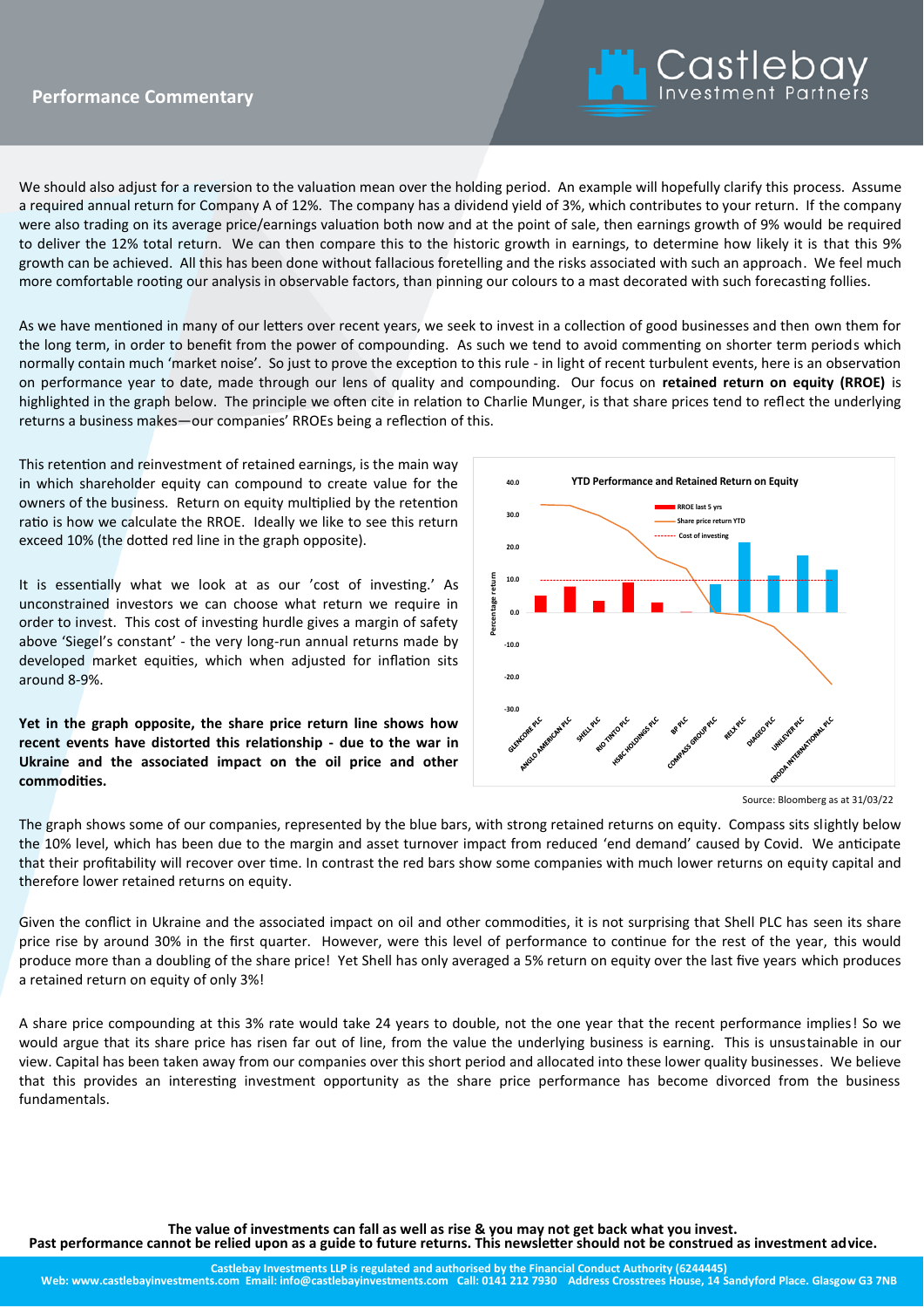We should also adjust for a reversion to the valuation mean over the holding period. An example will hopefully clarify this process. Assume a required annual return for Company A of 12%. The company has a dividend yield of 3%, which contributes to your return. If the company were also trading on its average price/earnings valuation both now and at the point of sale, then earnings growth of 9% would be required to deliver the 12% total return. We can then compare this to the historic growth in earnings, to determine how likely it is that this 9% growth can be achieved. All this has been done without fallacious foretelling and the risks associated with such an approach. We feel much more comfortable rooting our analysis in observable factors, than pinning our colours to a mast decorated with such forecasting follies.

As we have mentioned in many of our letters over recent years, we seek to invest in a collection of good businesses and then own them for the long term, in order to benefit from the power of compounding. As such we tend to avoid commenting on shorter term periods which normally contain much 'market noise'. So just to prove the exception to this rule - in light of recent turbulent events, here is an observation on performance year to date, made through our lens of quality and compounding. Our focus on **retained return on equity (RROE)** is highlighted in the graph below. The principle we often cite in relation to Charlie Munger, is that share prices tend to reflect the underlying returns a business makes—our companies' RROEs being a reflection of this.

This retention and reinvestment of retained earnings, is the main way in which shareholder equity can compound to create value for the owners of the business. Return on equity multiplied by the retention ratio is how we calculate the RROE. Ideally we like to see this return exceed 10% (the dotted red line in the graph opposite).

It is essentially what we look at as our 'cost of investing.' As unconstrained investors we can choose what return we require in order to invest. This cost of investing hurdle gives a margin of safety above 'Siegel's constant' - the very long-run annual returns made by developed market equities, which when adjusted for inflation sits around 8-9%.

**Yet in the graph opposite, the share price return line shows how recent events have distorted this relationship - due to the war in Ukraine and the associated impact on the oil price and other commodities.**

**YTD Performance and Retained Return on Equity**

Legend: RROE last 5 yrs; Share price return YTD; Cost of investing

Percentage return

GLENCORE PLC, ANGLO AMERICAN PLC, SHELL PLC, RIO TINTO PLC, HSBC HOLDINGS PLC, BP PLC, COMPASS GROUP PLC, RELX PLC, DIAGEO PLC, UNILEVER PLC, CRODA INTERNATIONAL PLC

Source: Bloomberg as at 31/03/22

The graph shows some of our companies, represented by the blue bars, with strong retained returns on equity. Compass sits slightly below the 10% level, which has been due to the margin and asset turnover impact from reduced 'end demand' caused by Covid. We anticipate that their profitability will recover over time. In contrast the red bars show some companies with much lower returns on equity capital and therefore lower retained returns on equity.

Given the conflict in Ukraine and the associated impact on oil and other commodities, it is not surprising that Shell PLC has seen its share price rise by around 30% in the first quarter. However, were this level of performance to continue for the rest of the year, this would produce more than a doubling of the share price! Yet Shell has only averaged a 5% return on equity over the last five years which produces a retained return on equity of only 3%!

A share price compounding at this 3% rate would take 24 years to double, not the one year that the recent performance implies! So we would argue that its share price has risen far out of line, from the value the underlying business is earning. This is unsustainable in our view. Capital has been taken away from our companies over this short period and allocated into these lower quality businesses. We believe that this provides an interesting investment opportunity as the share price performance has become divorced from the business fundamentals.

**The value of investments can fall as well as rise & you may not get back what you invest.**
**Past performance cannot be relied upon as a guide to future returns. This newsletter should not be construed as investment advice.**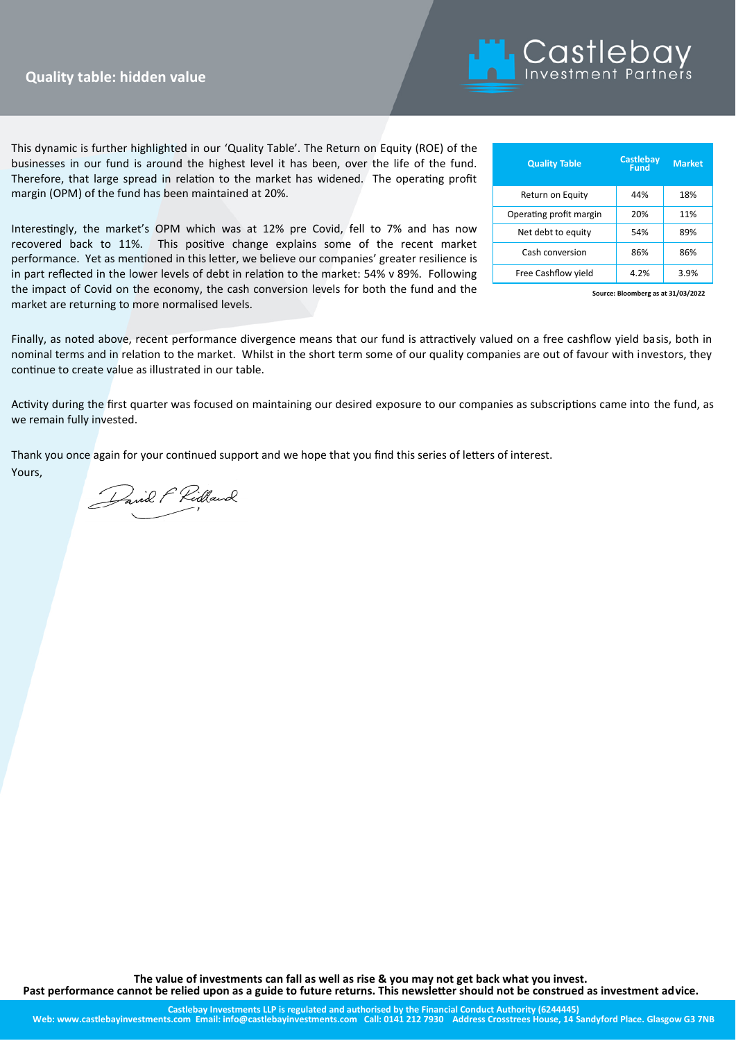## Quality table: hidden value

This dynamic is further highlighted in our 'Quality Table'. The Return on Equity (ROE) of the businesses in our fund is around the highest level it has been, over the life of the fund. Therefore, that large spread in relation to the market has widened. The operating profit margin (OPM) of the fund has been maintained at 20%.

| Quality Table | Castlebay Fund | Market |
|---|---|---|
| Return on Equity | 44% | 18% |
| Operating profit margin | 20% | 11% |
| Net debt to equity | 54% | 89% |
| Cash conversion | 86% | 86% |
| Free Cashflow yield | 4.2% | 3.9% |

**Source: Bloomberg as at 31/03/2022**

Interestingly, the market's OPM which was at 12% pre Covid, fell to 7% and has now recovered back to 11%. This positive change explains some of the recent market performance. Yet as mentioned in this letter, we believe our companies' greater resilience is in part reflected in the lower levels of debt in relation to the market: 54% v 89%. Following the impact of Covid on the economy, the cash conversion levels for both the fund and the market are returning to more normalised levels.

Finally, as noted above, recent performance divergence means that our fund is attractively valued on a free cashflow yield basis, both in nominal terms and in relation to the market. Whilst in the short term some of our quality companies are out of favour with investors, they continue to create value as illustrated in our table.

Activity during the first quarter was focused on maintaining our desired exposure to our companies as subscriptions came into the fund, as we remain fully invested.

Thank you once again for your continued support and we hope that you find this series of letters of interest.

Yours,

David F Ridland

**The value of investments can fall as well as rise & you may not get back what you invest.**
**Past performance cannot be relied upon as a guide to future returns. This newsletter should not be construed as investment advice.**

**Castlebay Investments LLP is regulated and authorised by the Financial Conduct Authority (6244445)**
**Web: www.castlebayinvestments.com Email: info@castlebayinvestments.com Call: 0141 212 7930 Address Crosstrees House, 14 Sandyford Place. Glasgow G3 7NB**